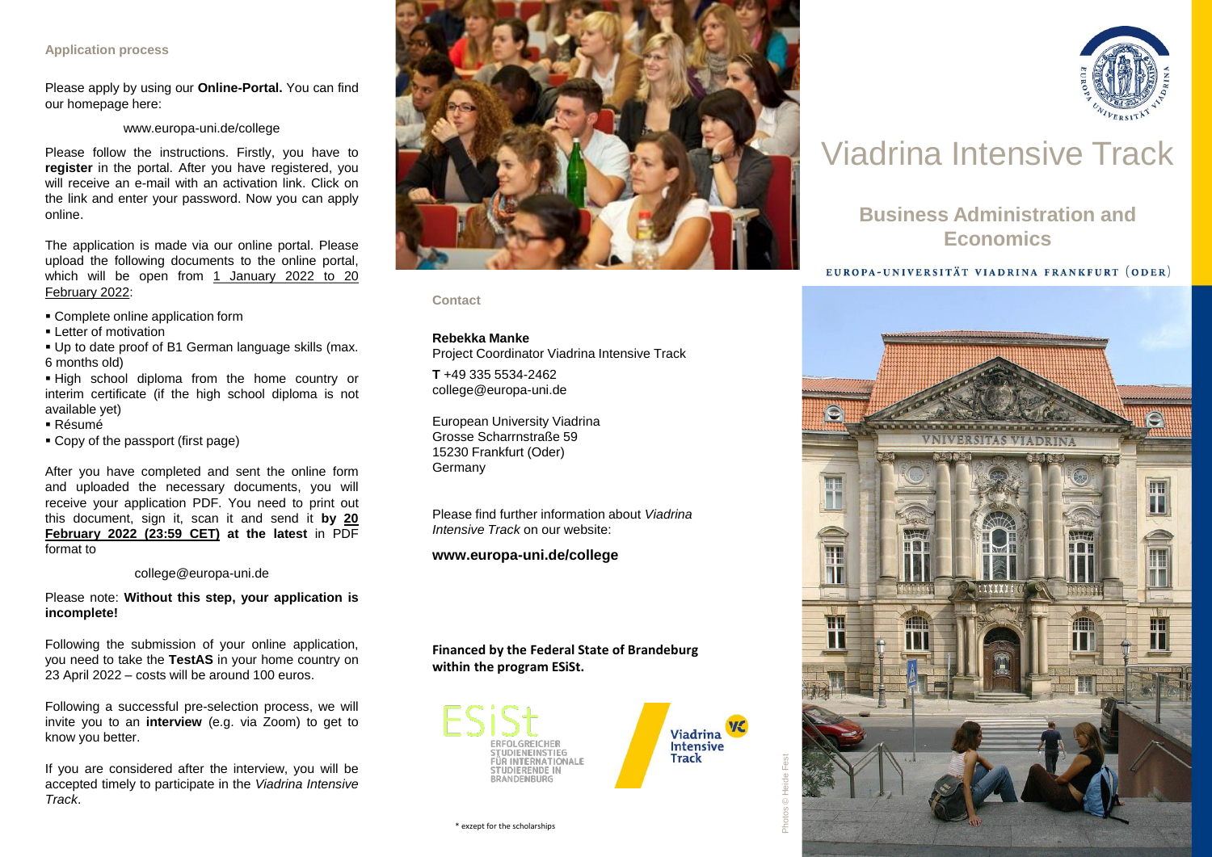### Application process

Please apply by using our **Online-Portal.** You can find our homepage here:

www.europa-uni.de/college

Please follow the instructions. Firstly, you have to **register** in the portal. After you have registered, you will receive an e-mail with an activation link. Click on the link and enter your password. Now you can apply online.

The application is made via our online portal. Please upload the following documents to the online portal, which will be open from 1 January 2022 to 20 February 2022:

- Complete online application form
- Letter of motivation
- Up to date proof of B1 German language skills (max. 6 months old)
- High school diploma from the home country or interim certificate (if the high school diploma is not available yet)
- Résumé
- Copy of the passport (first page)

After you have completed and sent the online form and uploaded the necessary documents, you will receive your application PDF. You need to print out this document, sign it, scan it and send it **by 20 February 2022 (23:59 CET) at the latest** in PDF format to

college@europa-uni.de

Please note: **Without this step, your application is incomplete!**

Following the submission of your online application, you need to take the **TestAS** in your home country on 23 April 2022 – costs will be around 100 euros.

Following a successful pre-selection process, we will invite you to an **interview** (e.g. via Zoom) to get to know you better.

If you are considered after the interview, you will be accepted timely to participate in the *Viadrina Intensive Track*.

### Contact

**Rebekka Manke**
Project Coordinator Viadrina Intensive Track

**T** +49 335 5534-2462
college@europa-uni.de

European University Viadrina
Grosse Scharrnstraße 59
15230 Frankfurt (Oder)
Germany

Please find further information about *Viadrina Intensive Track* on our website:

**www.europa-uni.de/college**

**Financed by the Federal State of Brandeburg within the program ESiSt.**

ESiSt – Erfolgreicher Studieneinstieg für internationale Studierende in Brandenburg

Viadrina Intensive Track

\* exzept for the scholarships

Photos © Heide Fest

# Viadrina Intensive Track

## Business Administration and Economics

EUROPA-UNIVERSITÄT VIADRINA FRANKFURT (ODER)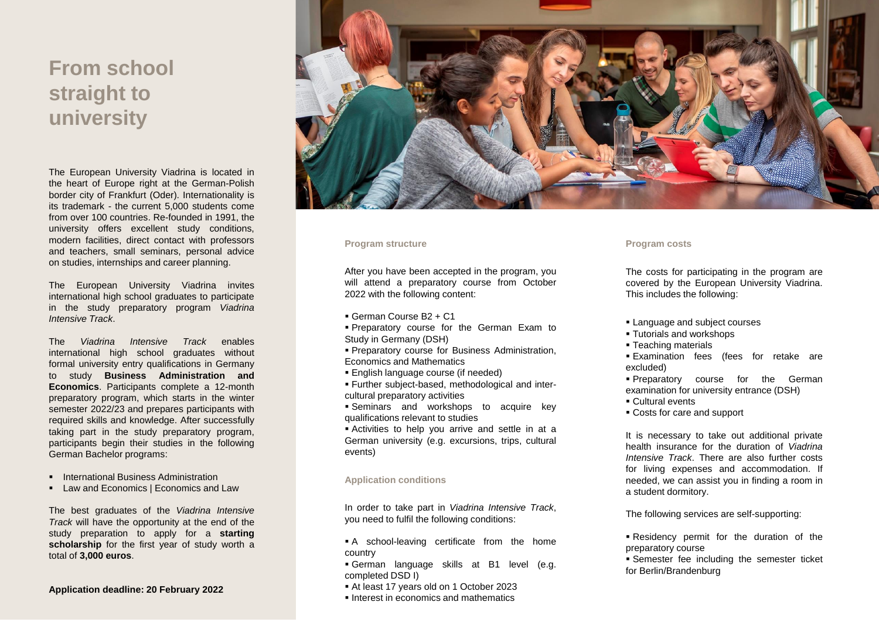# From school straight to university

The European University Viadrina is located in the heart of Europe right at the German-Polish border city of Frankfurt (Oder). Internationality is its trademark - the current 5,000 students come from over 100 countries. Re-founded in 1991, the university offers excellent study conditions, modern facilities, direct contact with professors and teachers, small seminars, personal advice on studies, internships and career planning.

The European University Viadrina invites international high school graduates to participate in the study preparatory program *Viadrina Intensive Track*.

The *Viadrina Intensive Track* enables international high school graduates without formal university entry qualifications in Germany to study **Business Administration and Economics**. Participants complete a 12-month preparatory program, which starts in the winter semester 2022/23 and prepares participants with required skills and knowledge. After successfully taking part in the study preparatory program, participants begin their studies in the following German Bachelor programs:

- International Business Administration
- Law and Economics | Economics and Law

The best graduates of the *Viadrina Intensive Track* will have the opportunity at the end of the study preparation to apply for a **starting scholarship** for the first year of study worth a total of **3,000 euros**.

**Application deadline: 20 February 2022**

### Program structure

After you have been accepted in the program, you will attend a preparatory course from October 2022 with the following content:

- German Course B2 + C1
- Preparatory course for the German Exam to Study in Germany (DSH)
- Preparatory course for Business Administration, Economics and Mathematics
- English language course (if needed)
- Further subject-based, methodological and inter-cultural preparatory activities
- Seminars and workshops to acquire key qualifications relevant to studies
- Activities to help you arrive and settle in at a German university (e.g. excursions, trips, cultural events)

### Application conditions

In order to take part in *Viadrina Intensive Track*, you need to fulfil the following conditions:

- A school-leaving certificate from the home country
- German language skills at B1 level (e.g. completed DSD I)
- At least 17 years old on 1 October 2023
- Interest in economics and mathematics

### Program costs

The costs for participating in the program are covered by the European University Viadrina. This includes the following:

- Language and subject courses
- Tutorials and workshops
- Teaching materials
- Examination fees (fees for retake are excluded)
- Preparatory course for the German examination for university entrance (DSH)
- Cultural events
- Costs for care and support

It is necessary to take out additional private health insurance for the duration of *Viadrina Intensive Track*. There are also further costs for living expenses and accommodation. If needed, we can assist you in finding a room in a student dormitory.

The following services are self-supporting:

- Residency permit for the duration of the preparatory course
- Semester fee including the semester ticket for Berlin/Brandenburg